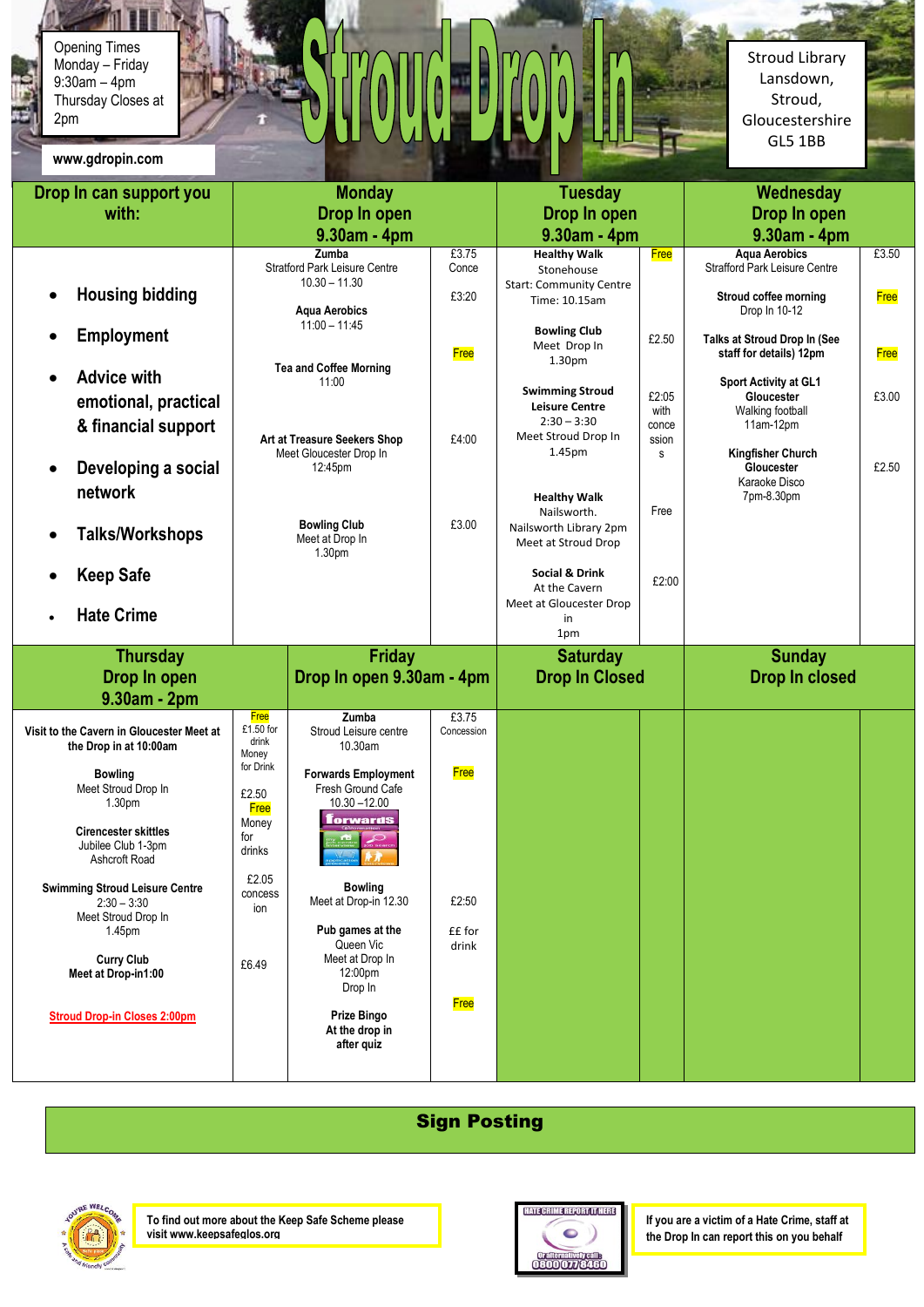Opening Times
Monday – Friday
9:30am – 4pm
Thursday Closes at 2pm

www.gdropin.com

# Stroud Drop In

Stroud Library
Lansdown,
Stroud,
Gloucestershire
GL5 1BB

| Drop In can support you with: | Monday Drop In open 9.30am - 4pm | | Tuesday Drop In open 9.30am - 4pm | | Wednesday Drop In open 9.30am - 4pm | |
|---|---|---|---|---|---|---|
| • Housing bidding<br>• Employment<br>• Advice with emotional, practical & financial support<br>• Developing a social network<br>• Talks/Workshops<br>• Keep Safe<br>• Hate Crime | **Zumba** Stratford Park Leisure Centre 10.30 – 11.30 | £3.75 Conce | **Healthy Walk** Stonehouse Start: Community Centre Time: 10.15am | Free | **Aqua Aerobics** Strafford Park Leisure Centre | £3.50 |
| | **Aqua Aerobics** 11:00 – 11:45 | £3:20 | **Bowling Club** Meet Drop In 1.30pm | £2.50 | **Stroud coffee morning** Drop In 10-12 | Free |
| | **Tea and Coffee Morning** 11:00 | Free | **Swimming Stroud Leisure Centre** 2:30 – 3:30 Meet Stroud Drop In 1.45pm | £2:05 with concessions | **Talks at Stroud Drop In (See staff for details) 12pm** | Free |
| | **Art at Treasure Seekers Shop** Meet Gloucester Drop In 12:45pm | £4:00 | **Healthy Walk** Nailsworth. Nailsworth Library 2pm Meet at Stroud Drop | Free | **Sport Activity at GL1 Gloucester** Walking football 11am-12pm | £3.00 |
| | **Bowling Club** Meet at Drop In 1.30pm | £3.00 | **Social & Drink** At the Cavern Meet at Gloucester Drop in 1pm | £2:00 | **Kingfisher Church Gloucester** Karaoke Disco 7pm-8.30pm | £2.50 |

| Thursday Drop In open 9.30am - 2pm | | Friday Drop In open 9.30am - 4pm | | Saturday Drop In Closed | Sunday Drop In closed |
|---|---|---|---|---|---|
| **Visit to the Cavern in Gloucester Meet at the Drop in at 10:00am** | Free £1.50 for drink Money for Drink | **Zumba** Stroud Leisure centre 10.30am | £3.75 Concession | | |
| **Bowling** Meet Stroud Drop In 1.30pm | £2.50 | **Forwards Employment** Fresh Ground Cafe 10.30 –12.00 | Free | | |
| **Cirencester skittles** Jubilee Club 1-3pm Ashcroft Road | Free Money for drinks | **Bowling** Meet at Drop-in 12.30 | £2:50 | | |
| **Swimming Stroud Leisure Centre** 2:30 – 3:30 Meet Stroud Drop In 1.45pm | £2.05 concession | **Pub games at the** Queen Vic Meet at Drop In 12:00pm Drop In | ££ for drink | | |
| **Curry Club** **Meet at Drop-in1:00** | £6.49 | **Prize Bingo At the drop in after quiz** | Free | | |
| **Stroud Drop-in Closes 2:00pm** | | | | | |

## Sign Posting

To find out more about the Keep Safe Scheme please visit www.keepsafeglos.org

If you are a victim of a Hate Crime, staff at the Drop In can report this on you behalf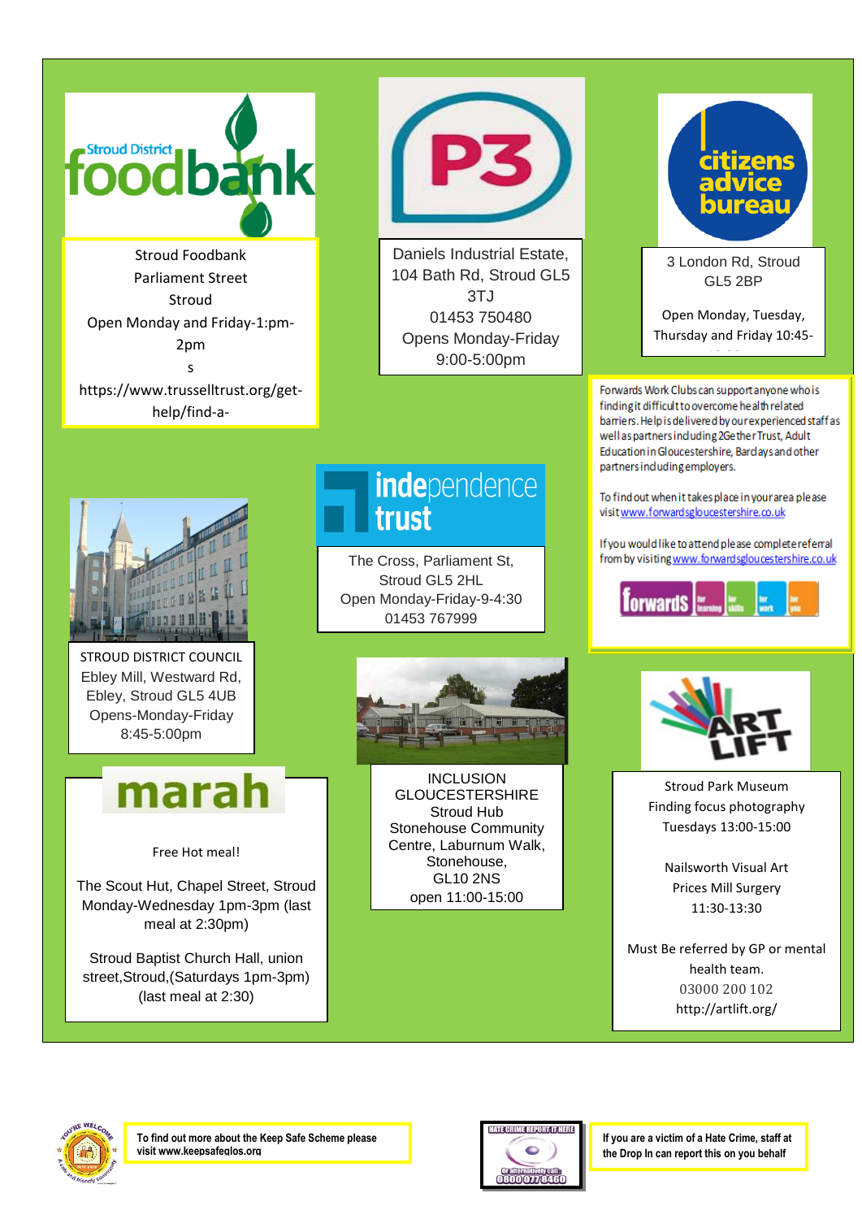Stroud District foodbank

Stroud Foodbank
Parliament Street
Stroud
Open Monday and Friday-1:pm-2pm
s
https://www.trusselltrust.org/get-help/find-a-

P3

Daniels Industrial Estate, 104 Bath Rd, Stroud GL5 3TJ
01453 750480
Opens Monday-Friday
9:00-5:00pm

citizens advice bureau

3 London Rd, Stroud
GL5 2BP

Open Monday, Tuesday, Thursday and Friday 10:45-

Forwards Work Clubs can support anyone who is finding it difficult to overcome health related barriers. Help is delivered by our experienced staff as well as partners including 2Gether Trust, Adult Education in Gloucestershire, Barclays and other partners including employers.

To find out when it takes place in your area please visit www.forwardsgloucestershire.co.uk

If you would like to attend please complete referral from by visiting www.forwardsgloucestershire.co.uk

forwards for learning for skills for work for you

independence trust

The Cross, Parliament St,
Stroud GL5 2HL
Open Monday-Friday-9-4:30
01453 767999

STROUD DISTRICT COUNCIL
Ebley Mill, Westward Rd,
Ebley, Stroud GL5 4UB
Opens-Monday-Friday
8:45-5:00pm

marah

Free Hot meal!

The Scout Hut, Chapel Street, Stroud
Monday-Wednesday 1pm-3pm (last meal at 2:30pm)

Stroud Baptist Church Hall, union street,Stroud,(Saturdays 1pm-3pm)
(last meal at 2:30)

INCLUSION GLOUCESTERSHIRE
Stroud Hub
Stonehouse Community Centre, Laburnum Walk, Stonehouse,
GL10 2NS
open 11:00-15:00

ART LIFT

Stroud Park Museum
Finding focus photography
Tuesdays 13:00-15:00

Nailsworth Visual Art
Prices Mill Surgery
11:30-13:30

Must Be referred by GP or mental health team.
03000 200 102
http://artlift.org/

**To find out more about the Keep Safe Scheme please visit www.keepsafeglos.org**

HATE CRIME REPORT IT HERE
Or alternatively call:
0800 077 8460

**If you are a victim of a Hate Crime, staff at the Drop In can report this on you behalf**